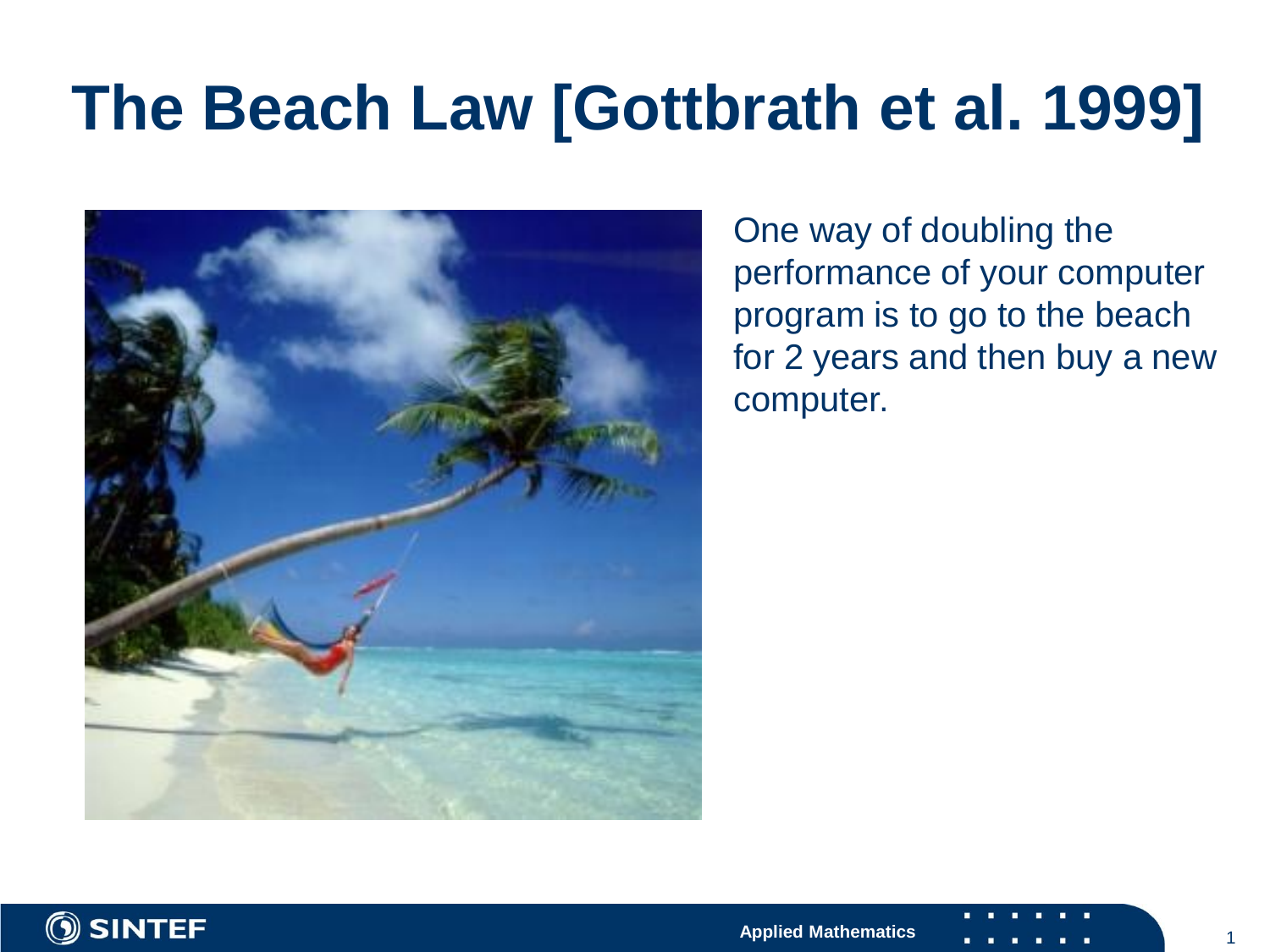# The Beach Law [Gottbrath et al. 1999]

One way of doubling the performance of your computer program is to go to the beach for 2 years and then buy a new computer.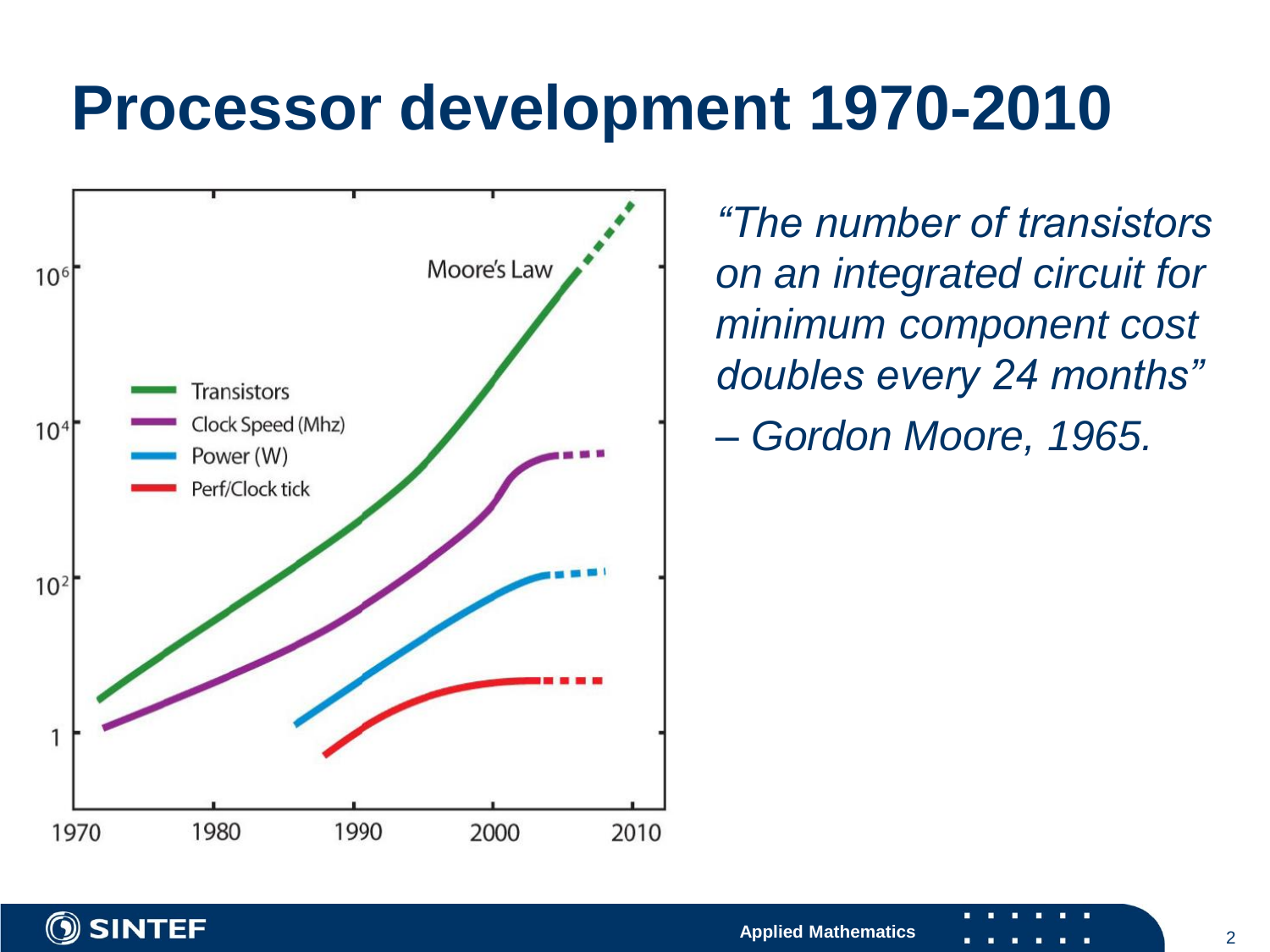# Processor development 1970-2010

*"The number of transistors on an integrated circuit for minimum component cost doubles every 24 months"*

*– Gordon Moore, 1965.*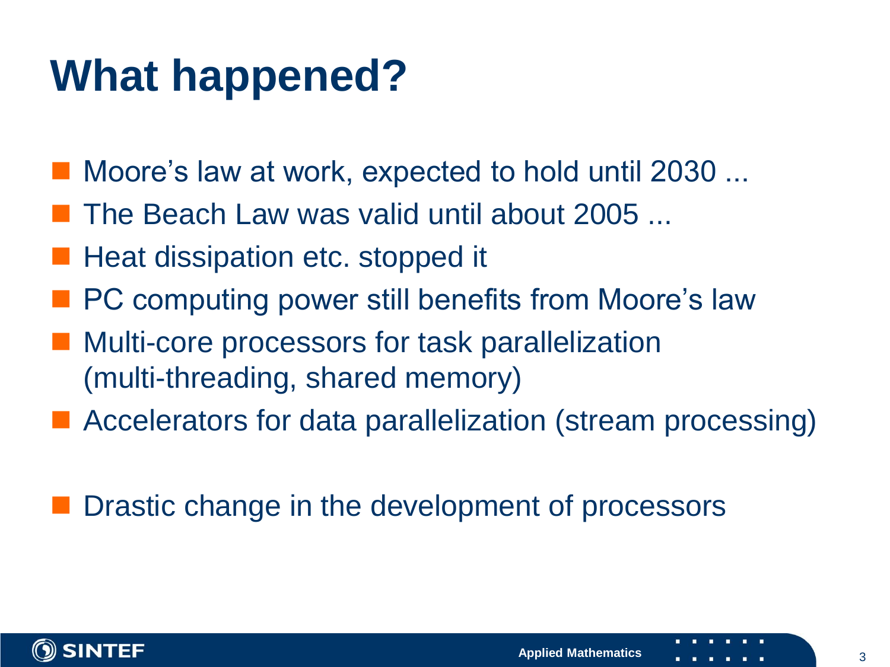# What happened?

- Moore's law at work, expected to hold until 2030 ...
- The Beach Law was valid until about 2005 ...
- Heat dissipation etc. stopped it
- PC computing power still benefits from Moore's law
- Multi-core processors for task parallelization (multi-threading, shared memory)
- Accelerators for data parallelization (stream processing)

- Drastic change in the development of processors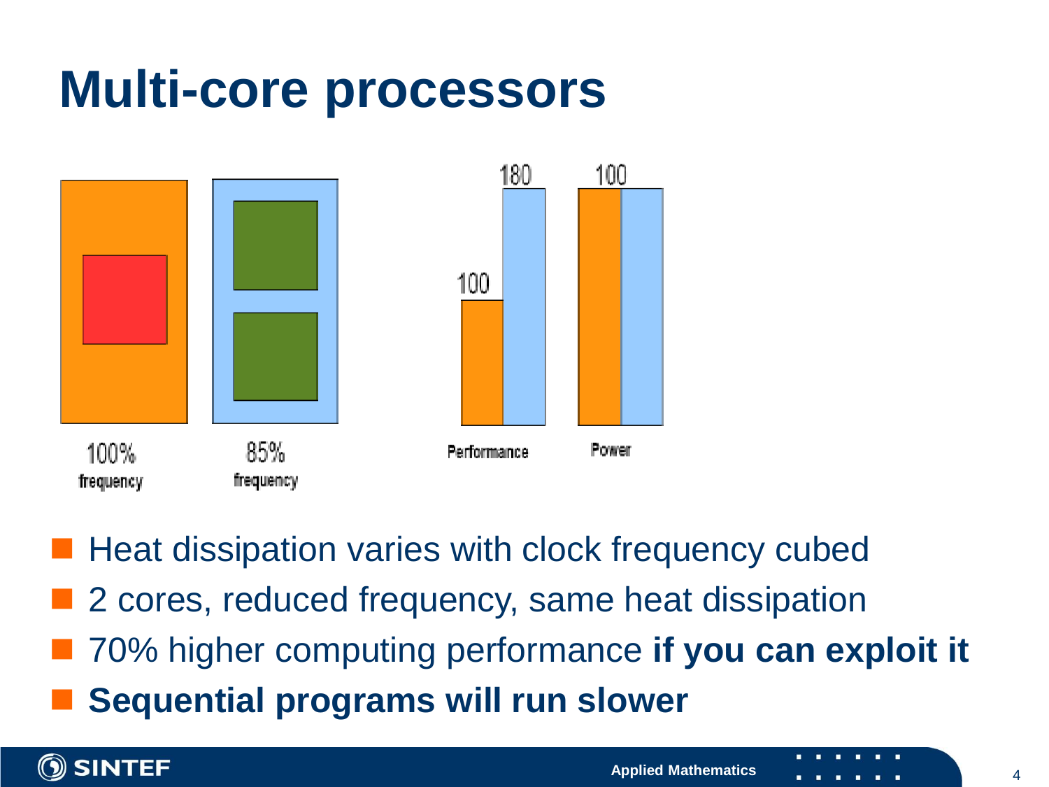# Multi-core processors

100% frequency

85% frequency

Performance: 100, 180

Power: 100

- Heat dissipation varies with clock frequency cubed
- 2 cores, reduced frequency, same heat dissipation
- 70% higher computing performance **if you can exploit it**
- **Sequential programs will run slower**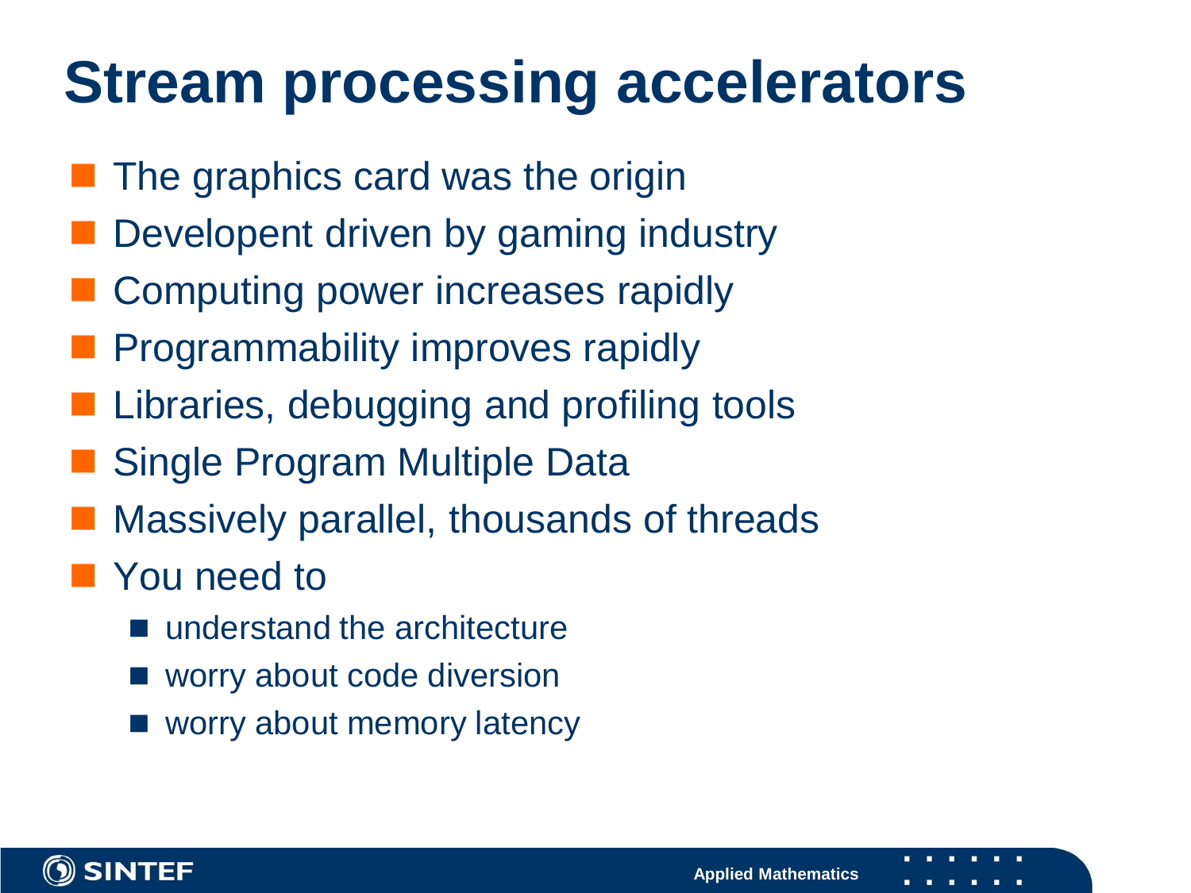# Stream processing accelerators

- The graphics card was the origin
- Developent driven by gaming industry
- Computing power increases rapidly
- Programmability improves rapidly
- Libraries, debugging and profiling tools
- Single Program Multiple Data
- Massively parallel, thousands of threads
- You need to
  - understand the architecture
  - worry about code diversion
  - worry about memory latency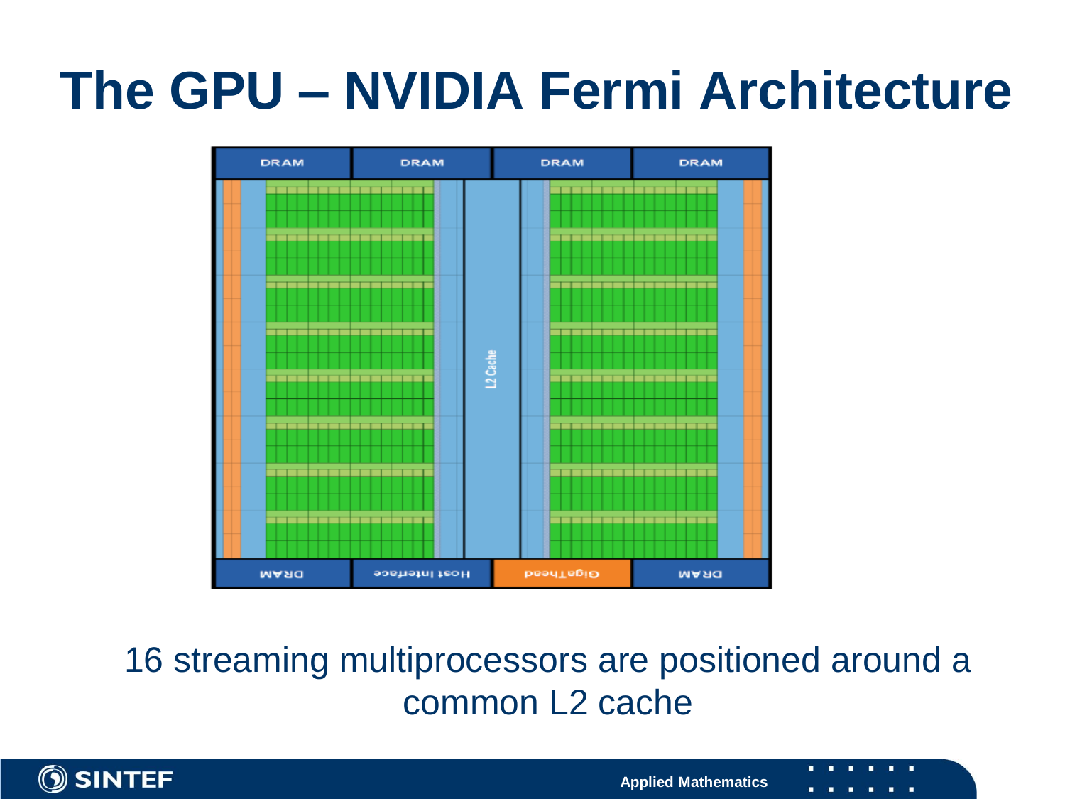# The GPU – NVIDIA Fermi Architecture

16 streaming multiprocessors are positioned around a common L2 cache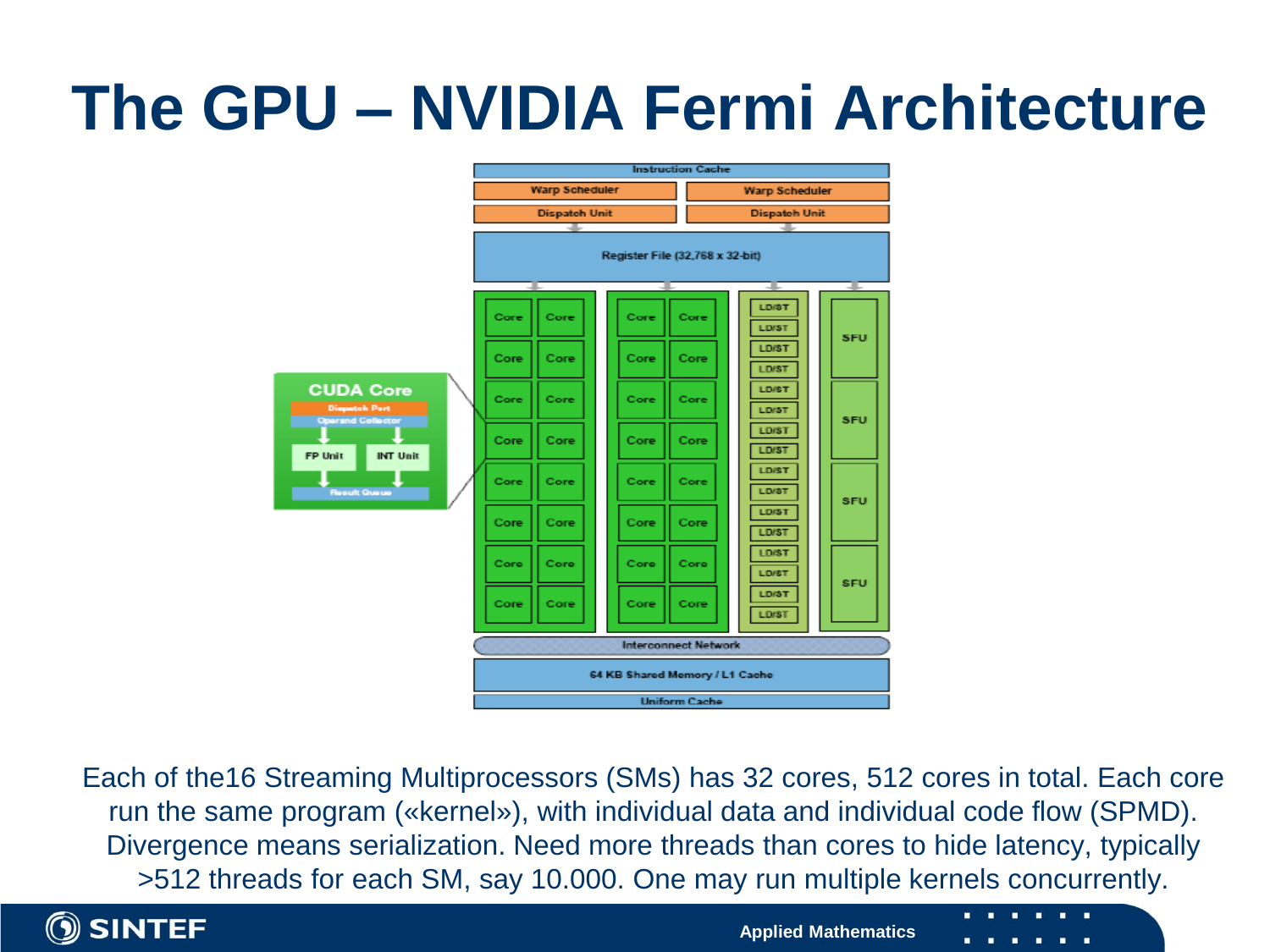# The GPU – NVIDIA Fermi Architecture

Each of the16 Streaming Multiprocessors (SMs) has 32 cores, 512 cores in total. Each core run the same program («kernel»), with individual data and individual code flow (SPMD). Divergence means serialization. Need more threads than cores to hide latency, typically >512 threads for each SM, say 10.000. One may run multiple kernels concurrently.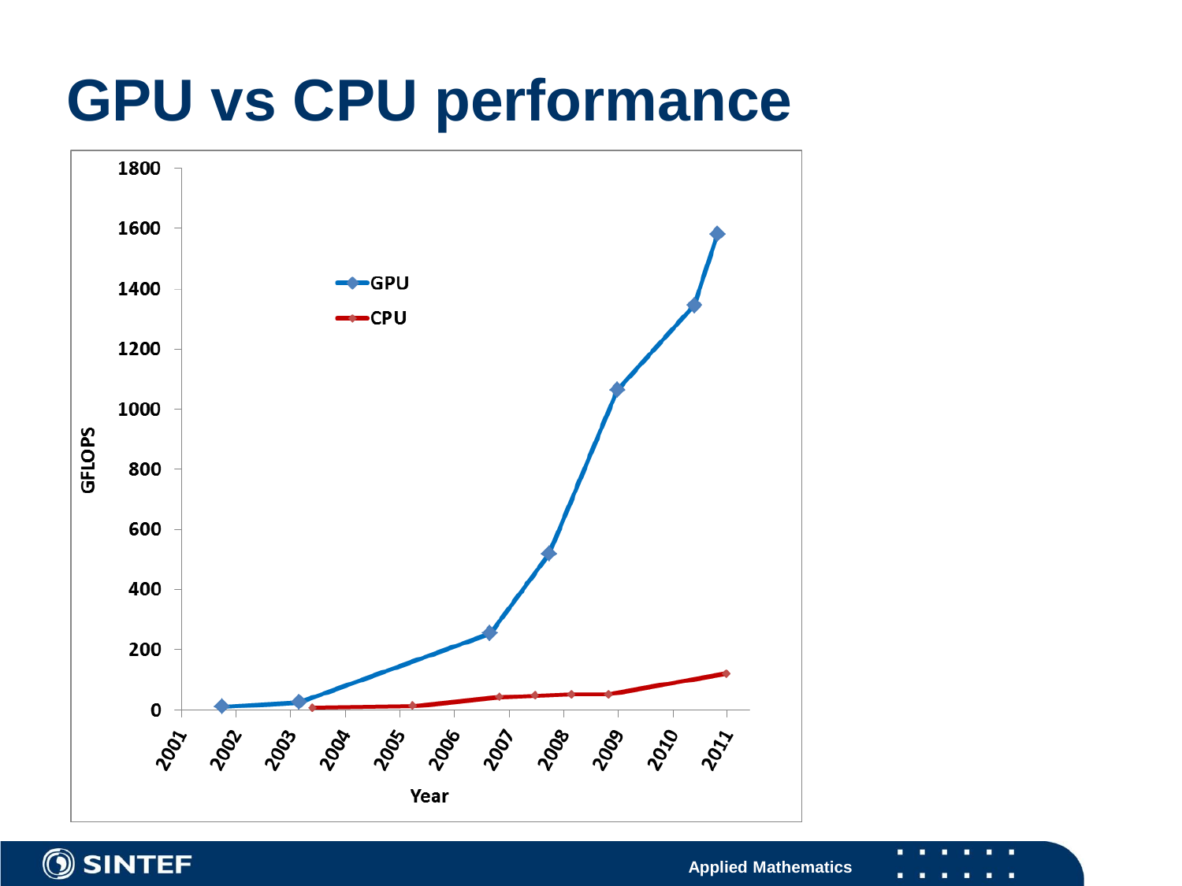# GPU vs CPU performance

GFLOPS

1800
1600
1400
1200
1000
800
600
400
200
0

2001 2002 2003 2004 2005 2006 2007 2008 2009 2010 2011

Year

GPU
CPU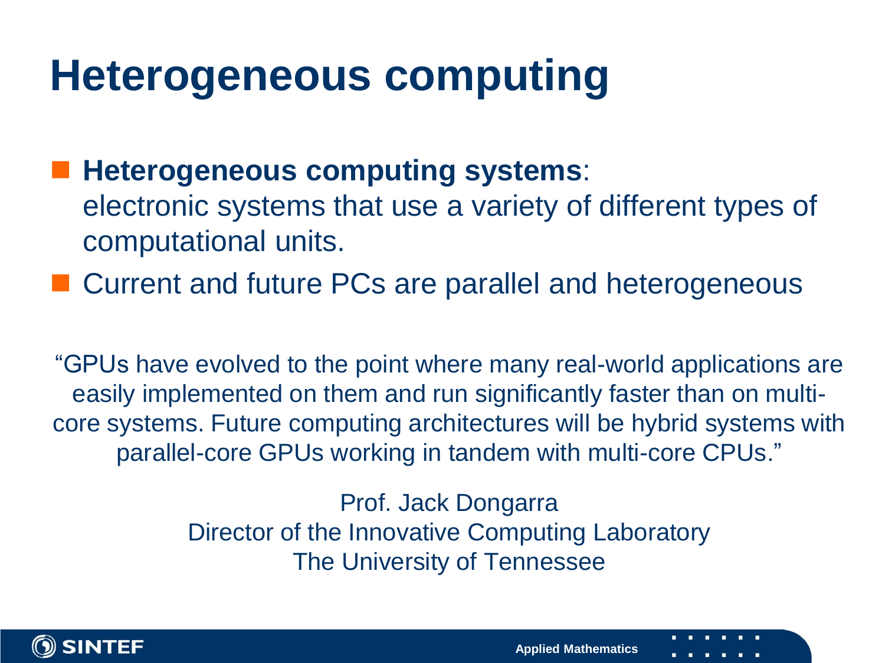# Heterogeneous computing

- **Heterogeneous computing systems**: electronic systems that use a variety of different types of computational units.
- Current and future PCs are parallel and heterogeneous

"GPUs have evolved to the point where many real-world applications are easily implemented on them and run significantly faster than on multi-core systems. Future computing architectures will be hybrid systems with parallel-core GPUs working in tandem with multi-core CPUs."

Prof. Jack Dongarra
Director of the Innovative Computing Laboratory
The University of Tennessee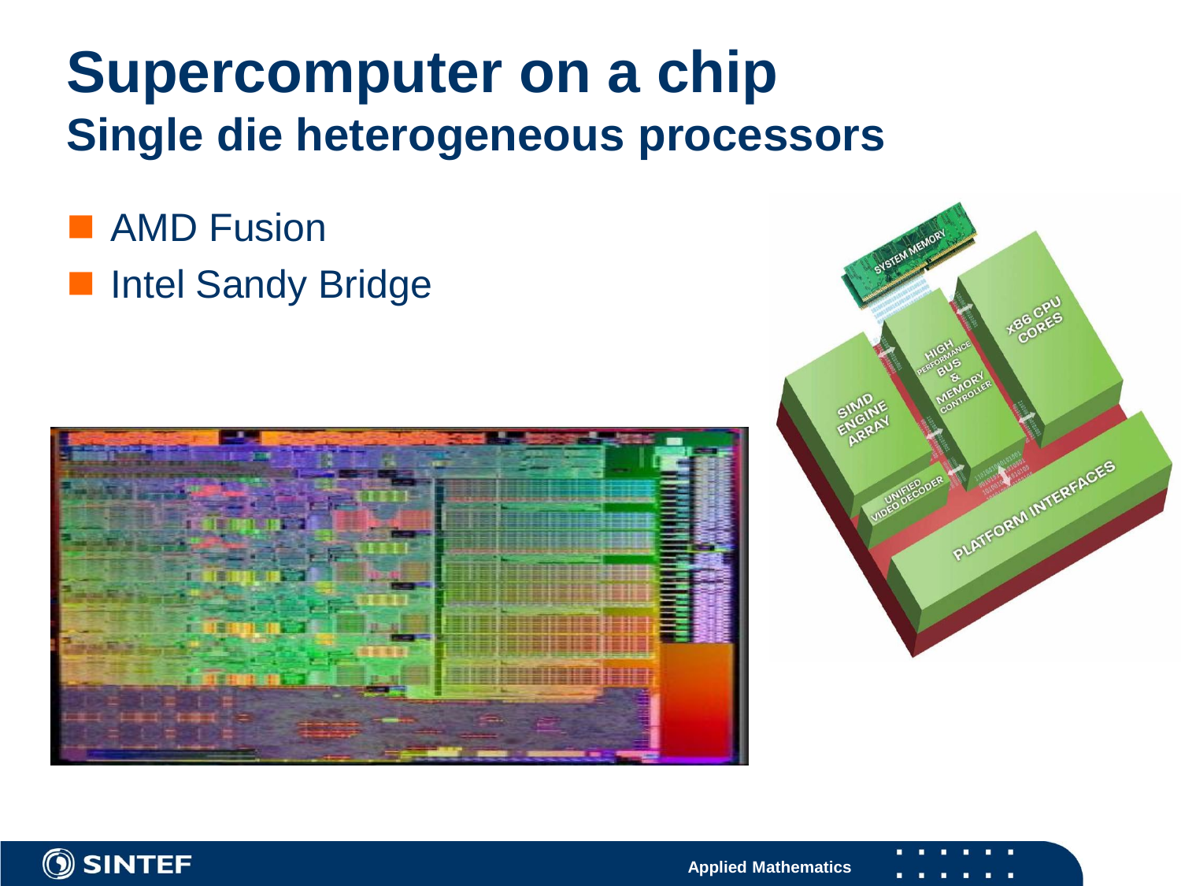# Supercomputer on a chip
## Single die heterogeneous processors

- AMD Fusion
- Intel Sandy Bridge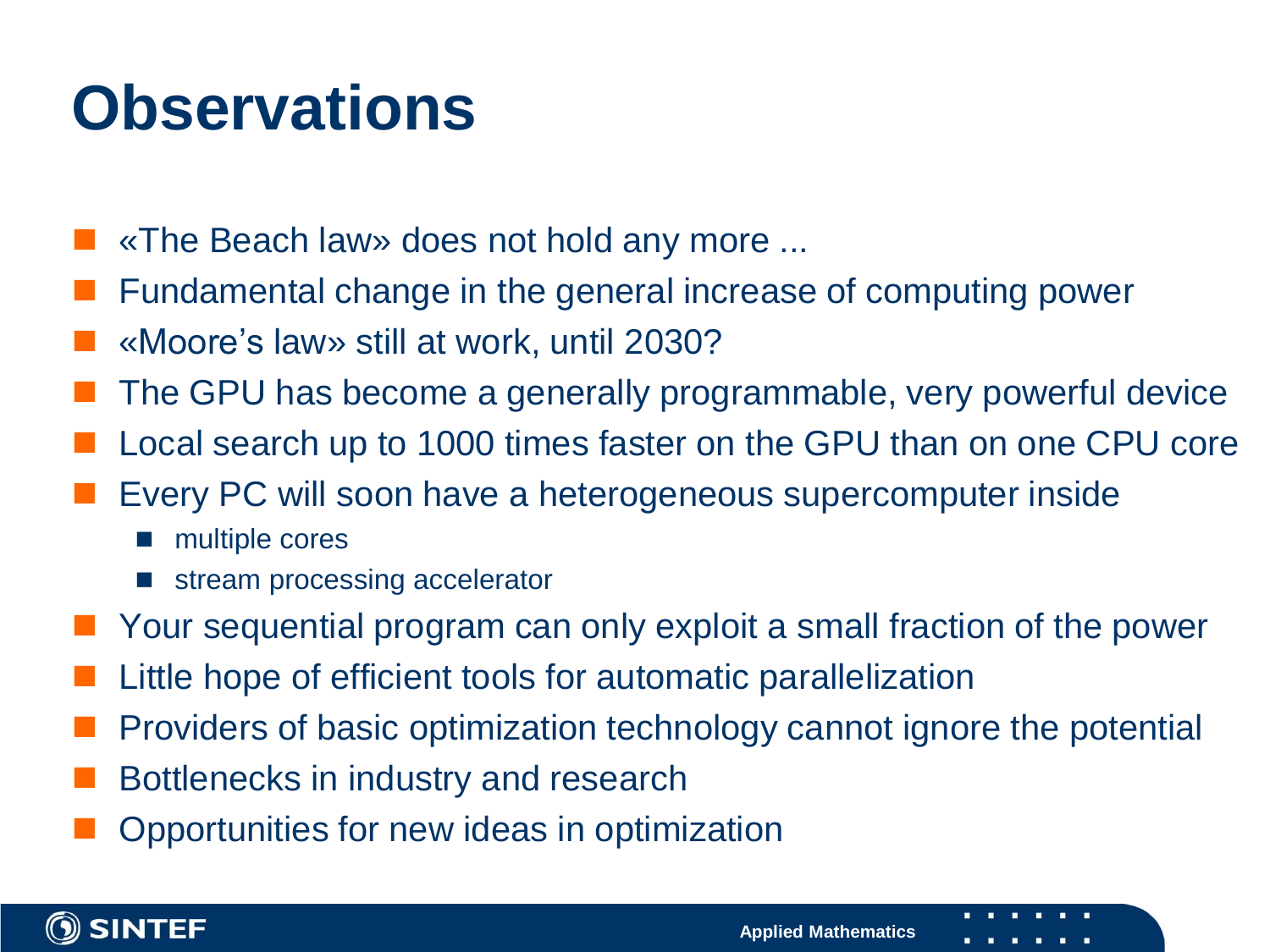# Observations

- «The Beach law» does not hold any more ...
- Fundamental change in the general increase of computing power
- «Moore's law» still at work, until 2030?
- The GPU has become a generally programmable, very powerful device
- Local search up to 1000 times faster on the GPU than on one CPU core
- Every PC will soon have a heterogeneous supercomputer inside
  - multiple cores
  - stream processing accelerator
- Your sequential program can only exploit a small fraction of the power
- Little hope of efficient tools for automatic parallelization
- Providers of basic optimization technology cannot ignore the potential
- Bottlenecks in industry and research
- Opportunities for new ideas in optimization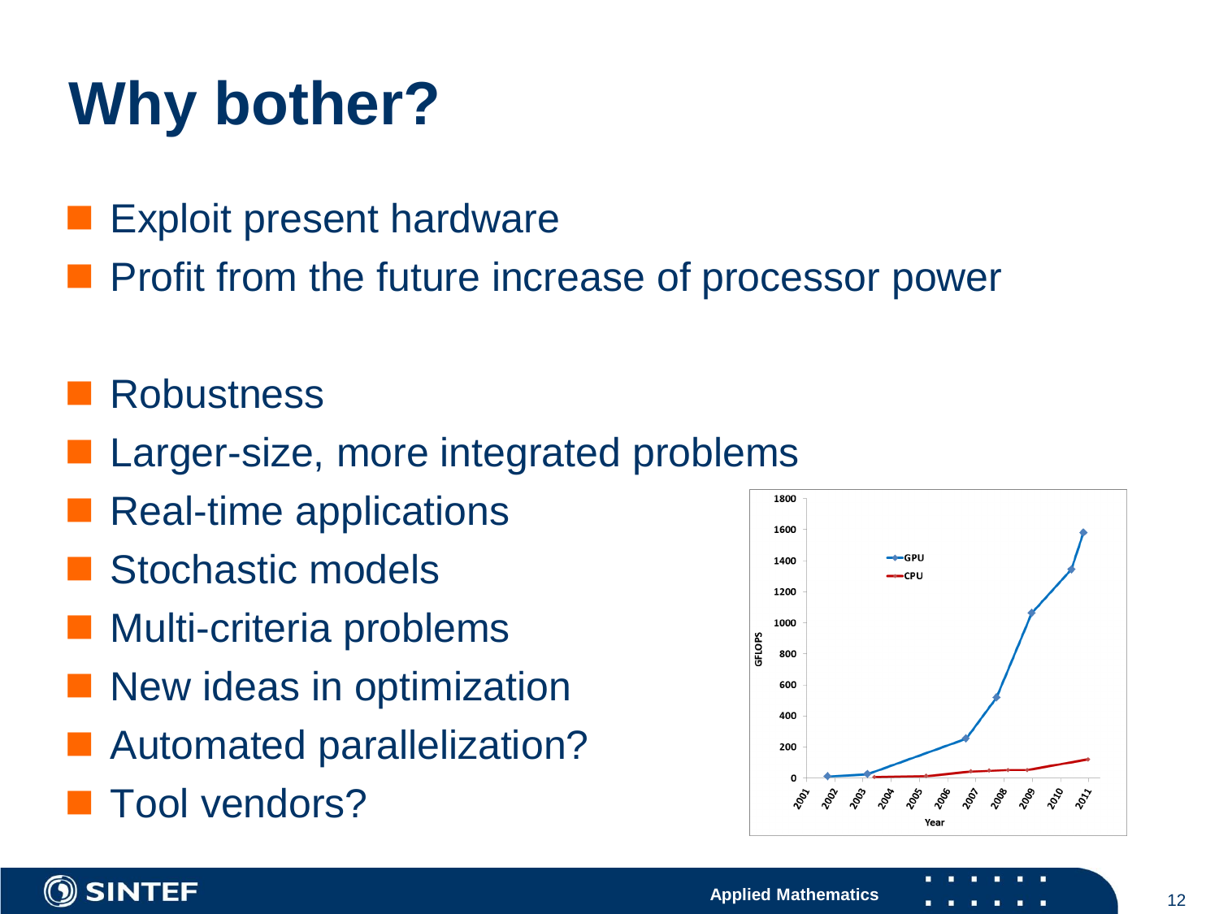# Why bother?

- Exploit present hardware
- Profit from the future increase of processor power

- Robustness
- Larger-size, more integrated problems
- Real-time applications
- Stochastic models
- Multi-criteria problems
- New ideas in optimization
- Automated parallelization?
- Tool vendors?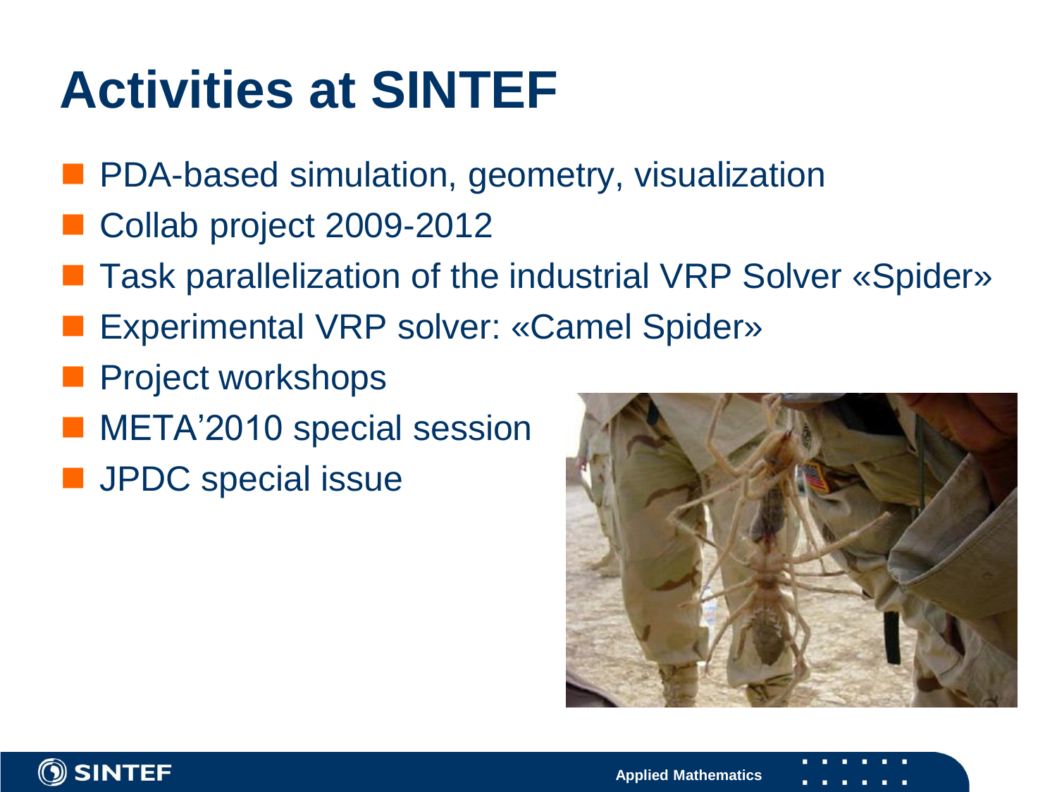# Activities at SINTEF

- PDA-based simulation, geometry, visualization
- Collab project 2009-2012
- Task parallelization of the industrial VRP Solver «Spider»
- Experimental VRP solver: «Camel Spider»
- Project workshops
- META'2010 special session
- JPDC special issue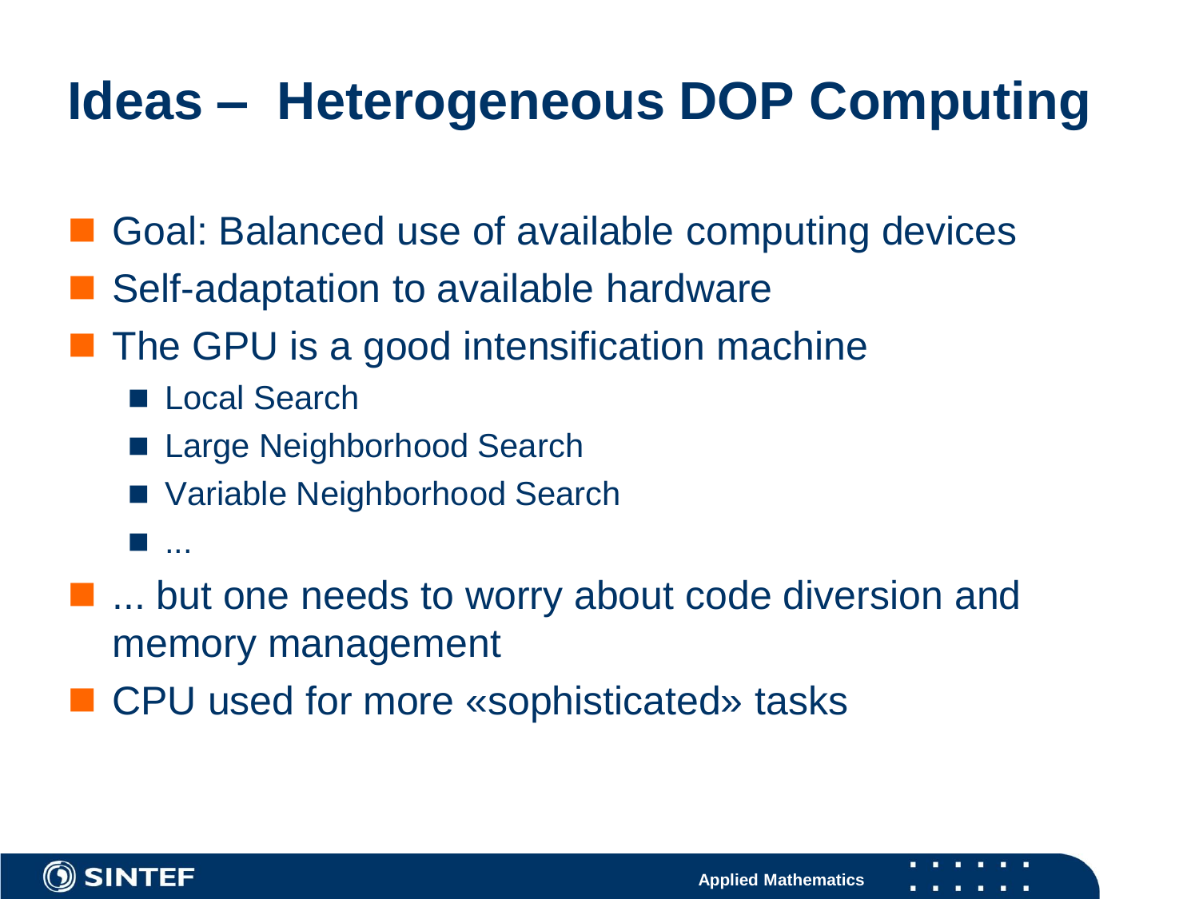# Ideas – Heterogeneous DOP Computing

- Goal: Balanced use of available computing devices
- Self-adaptation to available hardware
- The GPU is a good intensification machine
  - Local Search
  - Large Neighborhood Search
  - Variable Neighborhood Search
  - ...
- ... but one needs to worry about code diversion and memory management
- CPU used for more «sophisticated» tasks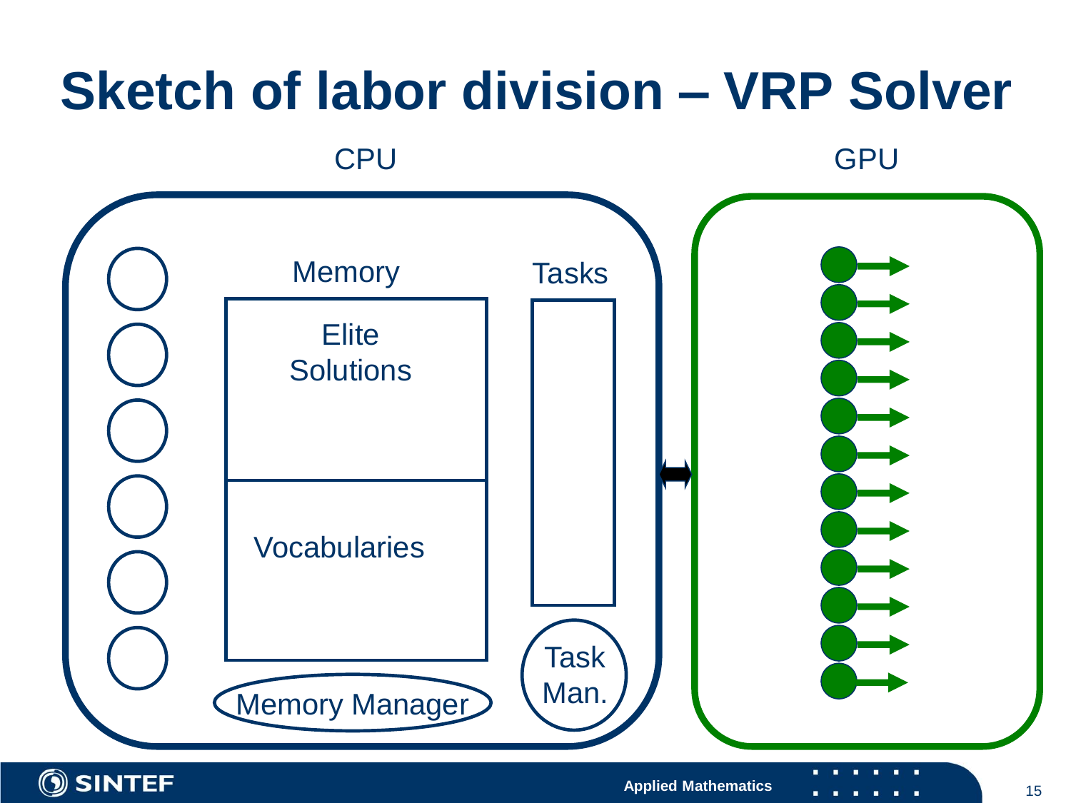# Sketch of labor division – VRP Solver

CPU

GPU

Memory

Tasks

Elite Solutions

Vocabularies

Memory Manager

Task Man.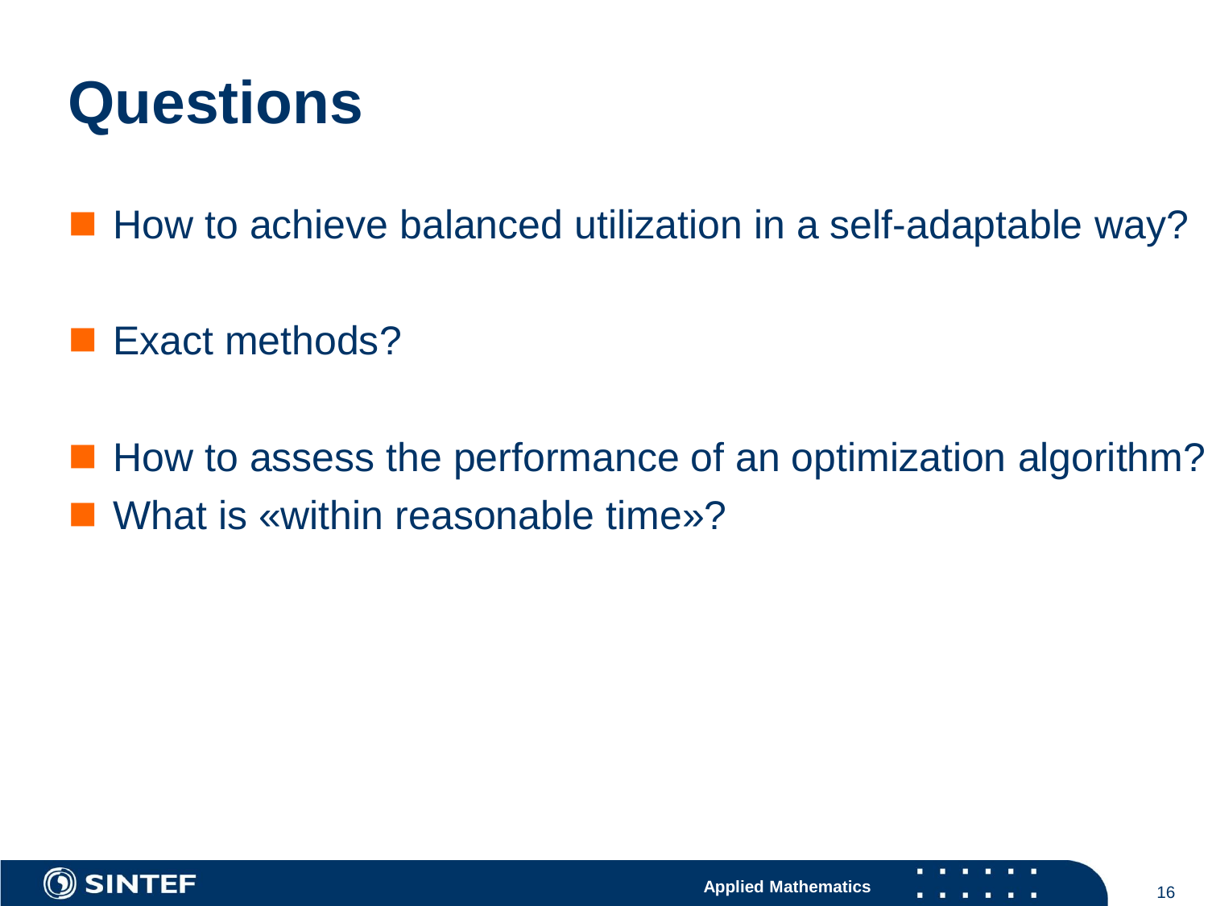# Questions

- How to achieve balanced utilization in a self-adaptable way?
- Exact methods?
- How to assess the performance of an optimization algorithm?
- What is «within reasonable time»?